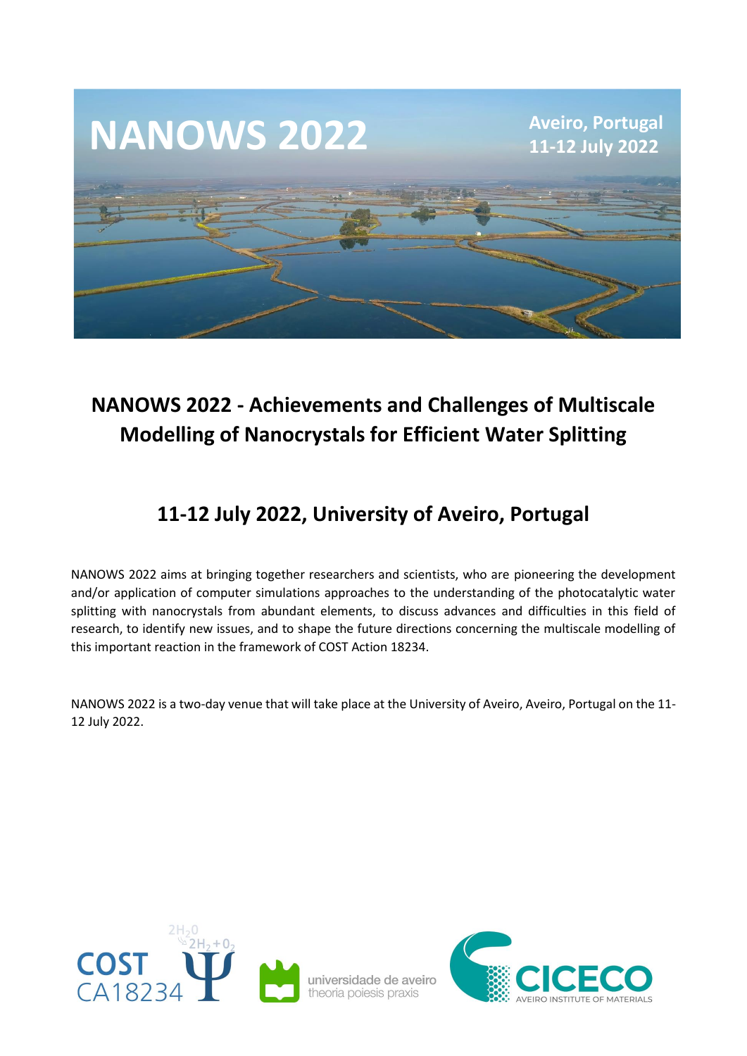# NANOWS 2022 - Achievements and Challenges of Multiscale Modelling of Nanocrystals for Efficient Water Splitting

## 11-12 July 2022, University of Aveiro, Portugal

NANOWS 2022 aims at bringing together researchers and scientists, who are pioneering the development and/or application of computer simulations approaches to the understanding of the photocatalytic water splitting with nanocrystals from abundant elements, to discuss advances and difficulties in this field of research, to identify new issues, and to shape the future directions concerning the multiscale modelling of this important reaction in the framework of COST Action 18234.

NANOWS 2022 is a two-day venue that will take place at the University of Aveiro, Aveiro, Portugal on the 11-12 July 2022.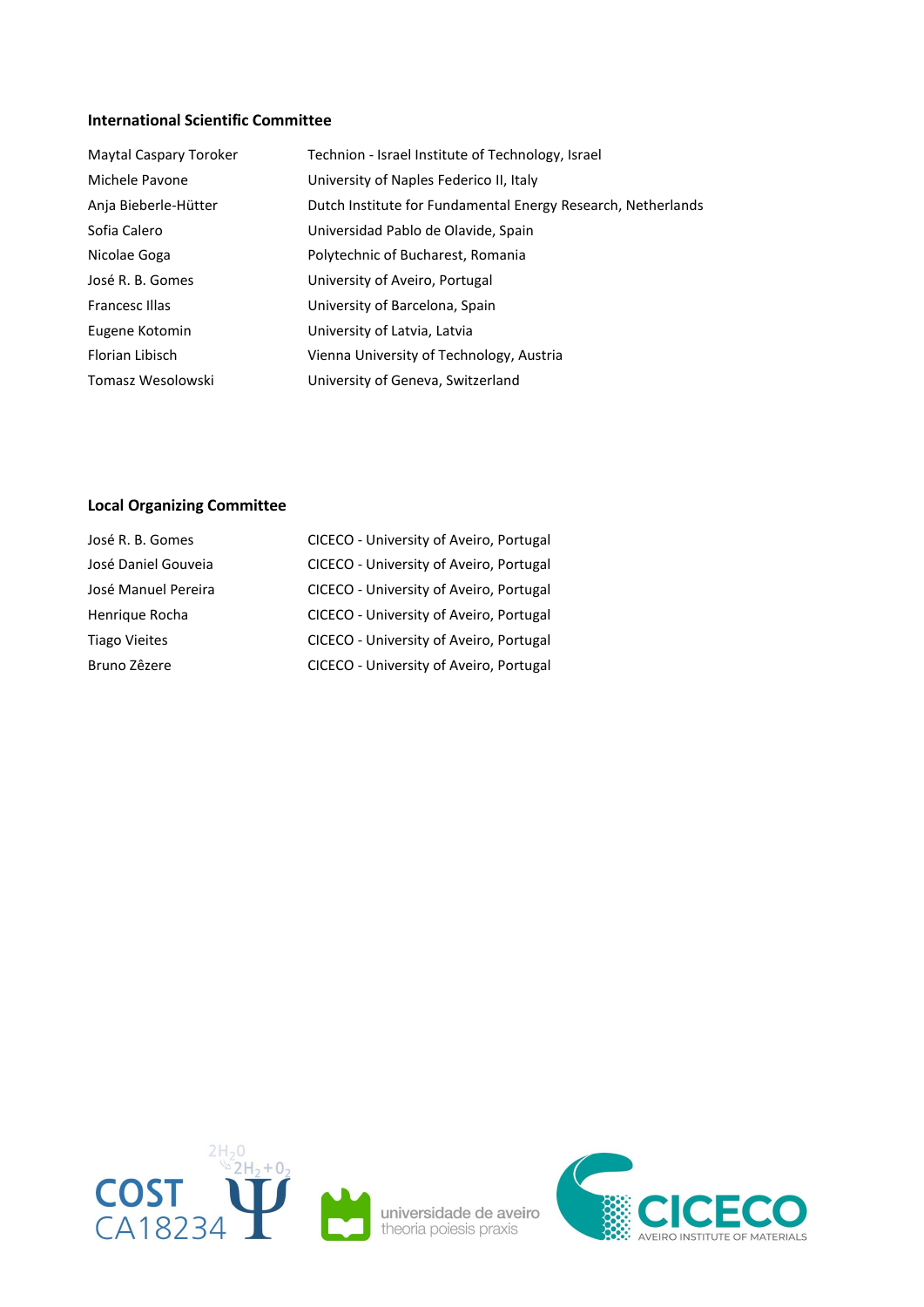### International Scientific Committee

| | |
|---|---|
| Maytal Caspary Toroker | Technion - Israel Institute of Technology, Israel |
| Michele Pavone | University of Naples Federico II, Italy |
| Anja Bieberle-Hütter | Dutch Institute for Fundamental Energy Research, Netherlands |
| Sofia Calero | Universidad Pablo de Olavide, Spain |
| Nicolae Goga | Polytechnic of Bucharest, Romania |
| José R. B. Gomes | University of Aveiro, Portugal |
| Francesc Illas | University of Barcelona, Spain |
| Eugene Kotomin | University of Latvia, Latvia |
| Florian Libisch | Vienna University of Technology, Austria |
| Tomasz Wesolowski | University of Geneva, Switzerland |

### Local Organizing Committee

| | |
|---|---|
| José R. B. Gomes | CICECO - University of Aveiro, Portugal |
| José Daniel Gouveia | CICECO - University of Aveiro, Portugal |
| José Manuel Pereira | CICECO - University of Aveiro, Portugal |
| Henrique Rocha | CICECO - University of Aveiro, Portugal |
| Tiago Vieites | CICECO - University of Aveiro, Portugal |
| Bruno Zêzere | CICECO - University of Aveiro, Portugal |

COST CA18234 — $2H_2O$ — $2H_2 + O_2$

universidade de aveiro
theoria poiesis praxis

CICECO
AVEIRO INSTITUTE OF MATERIALS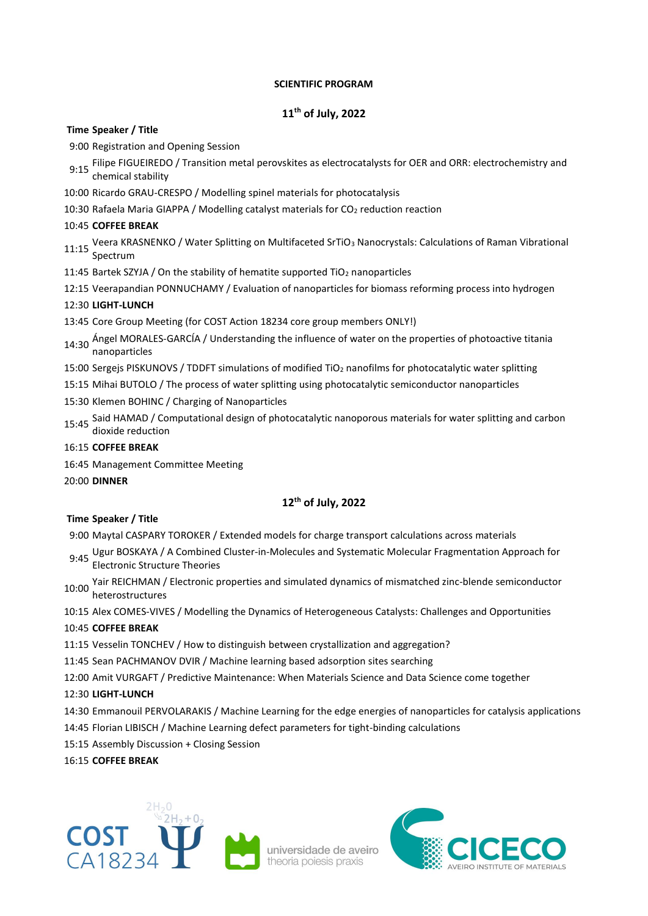**SCIENTIFIC PROGRAM**

## 11th of July, 2022

| Time | Speaker / Title |
|---|---|
| 9:00 | Registration and Opening Session |
| 9:15 | Filipe FIGUEIREDO / Transition metal perovskites as electrocatalysts for OER and ORR: electrochemistry and chemical stability |
| 10:00 | Ricardo GRAU-CRESPO / Modelling spinel materials for photocatalysis |
| 10:30 | Rafaela Maria GIAPPA / Modelling catalyst materials for $CO_2$ reduction reaction |
| 10:45 | **COFFEE BREAK** |
| 11:15 | Veera KRASNENKO / Water Splitting on Multifaceted $SrTiO_3$ Nanocrystals: Calculations of Raman Vibrational Spectrum |
| 11:45 | Bartek SZYJA / On the stability of hematite supported $TiO_2$ nanoparticles |
| 12:15 | Veerapandian PONNUCHAMY / Evaluation of nanoparticles for biomass reforming process into hydrogen |
| 12:30 | **LIGHT-LUNCH** |
| 13:45 | Core Group Meeting (for COST Action 18234 core group members ONLY!) |
| 14:30 | Ángel MORALES-GARCÍA / Understanding the influence of water on the properties of photoactive titania nanoparticles |
| 15:00 | Sergejs PISKUNOVS / TDDFT simulations of modified $TiO_2$ nanofilms for photocatalytic water splitting |
| 15:15 | Mihai BUTOLO / The process of water splitting using photocatalytic semiconductor nanoparticles |
| 15:30 | Klemen BOHINC / Charging of Nanoparticles |
| 15:45 | Said HAMAD / Computational design of photocatalytic nanoporous materials for water splitting and carbon dioxide reduction |
| 16:15 | **COFFEE BREAK** |
| 16:45 | Management Committee Meeting |
| 20:00 | **DINNER** |

## 12th of July, 2022

| Time | Speaker / Title |
|---|---|
| 9:00 | Maytal CASPARY TOROKER / Extended models for charge transport calculations across materials |
| 9:45 | Ugur BOSKAYA / A Combined Cluster-in-Molecules and Systematic Molecular Fragmentation Approach for Electronic Structure Theories |
| 10:00 | Yair REICHMAN / Electronic properties and simulated dynamics of mismatched zinc-blende semiconductor heterostructures |
| 10:15 | Alex COMES-VIVES / Modelling the Dynamics of Heterogeneous Catalysts: Challenges and Opportunities |
| 10:45 | **COFFEE BREAK** |
| 11:15 | Vesselin TONCHEV / How to distinguish between crystallization and aggregation? |
| 11:45 | Sean PACHMANOV DVIR / Machine learning based adsorption sites searching |
| 12:00 | Amit VURGAFT / Predictive Maintenance: When Materials Science and Data Science come together |
| 12:30 | **LIGHT-LUNCH** |
| 14:30 | Emmanouil PERVOLARAKIS / Machine Learning for the edge energies of nanoparticles for catalysis applications |
| 14:45 | Florian LIBISCH / Machine Learning defect parameters for tight-binding calculations |
| 15:15 | Assembly Discussion + Closing Session |
| 16:15 | **COFFEE BREAK** |

COST CA18234 — $2H_2O \rightarrow 2H_2 + O_2$

universidade de aveiro — theoria poiesis praxis

CICECO — AVEIRO INSTITUTE OF MATERIALS